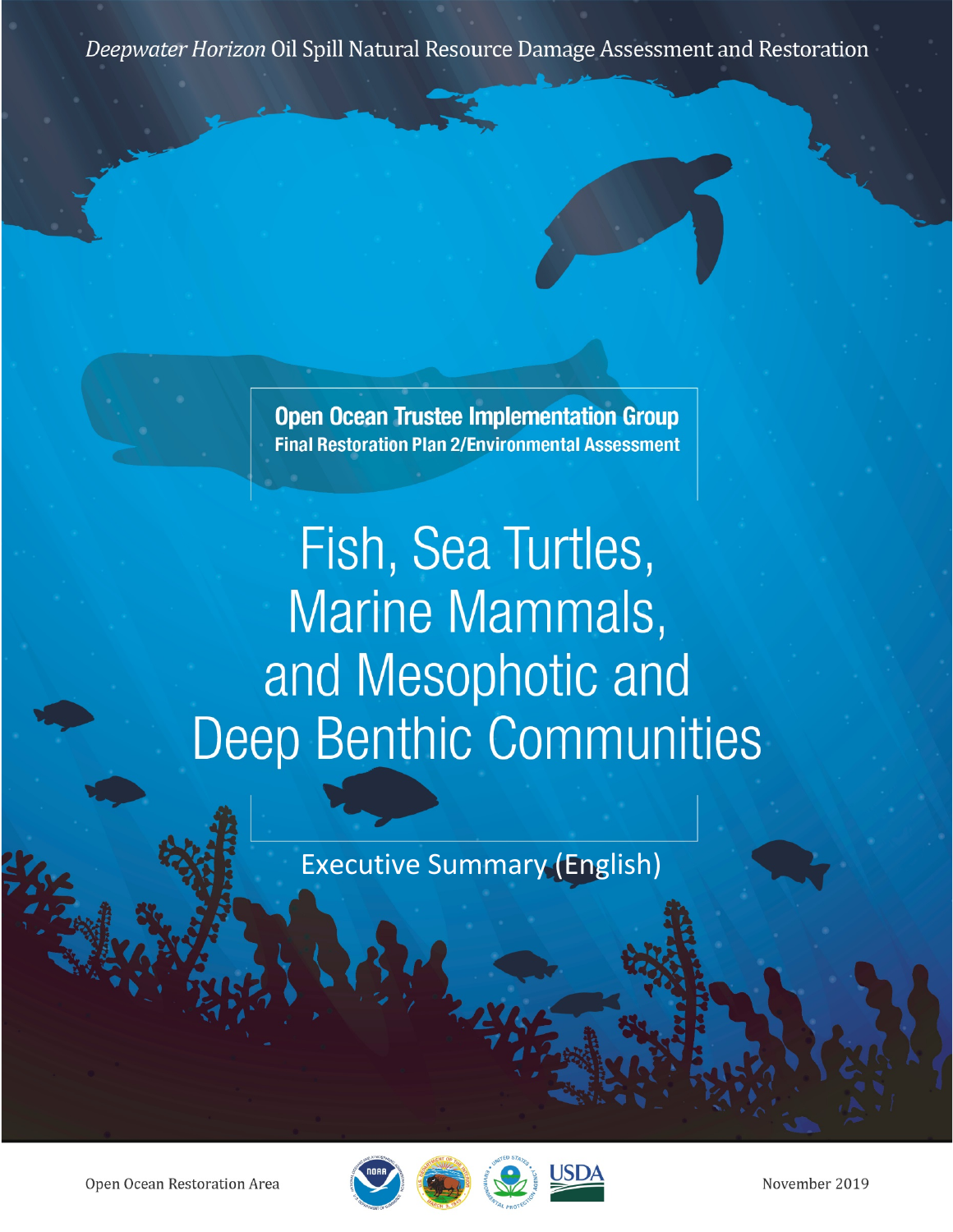*Deepwater Horizon* Oil Spill Natural Resource Damage Assessment and Restoration

**Open Ocean Trustee Implementation Group**

**Final Restoration Plan 2/Environmental Assessment**

# Fish, Sea Turtles, Marine Mammals, and Mesophotic and Deep Benthic Communities

Executive Summary (English)

Open Ocean Restoration Area

November 2019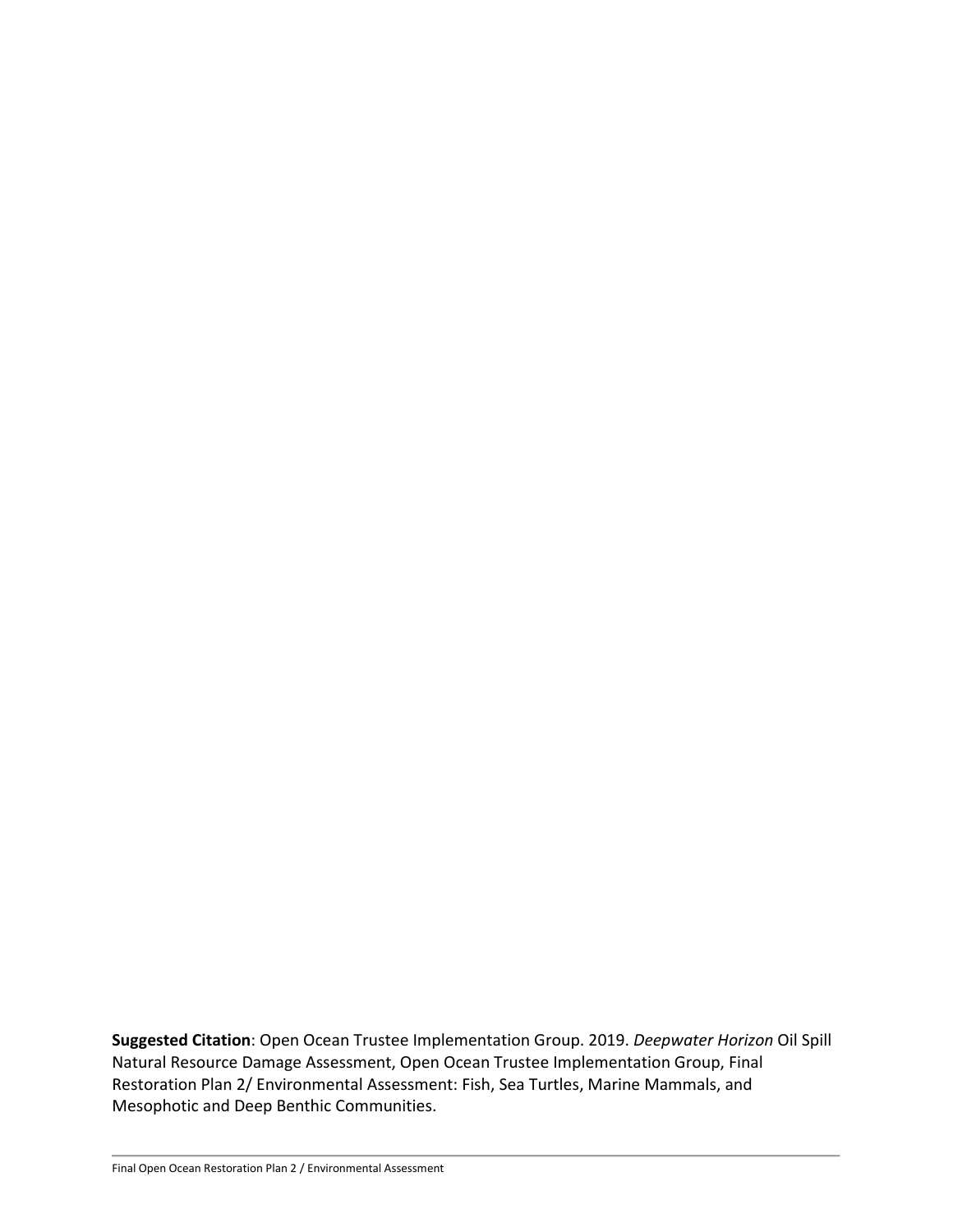**Suggested Citation**: Open Ocean Trustee Implementation Group. 2019. *Deepwater Horizon* Oil Spill Natural Resource Damage Assessment, Open Ocean Trustee Implementation Group, Final Restoration Plan 2/ Environmental Assessment: Fish, Sea Turtles, Marine Mammals, and Mesophotic and Deep Benthic Communities.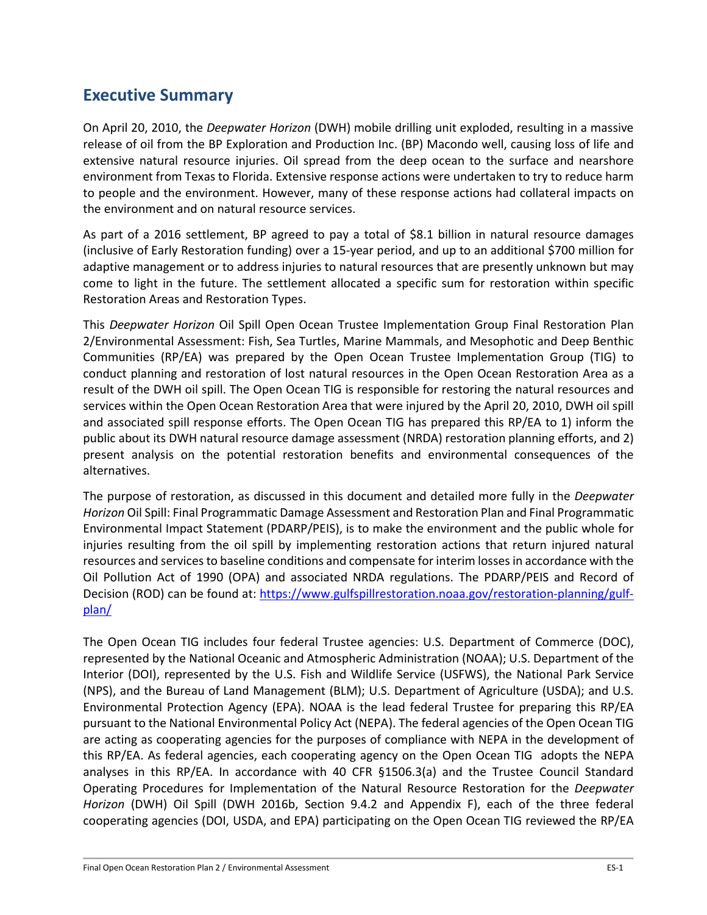## Executive Summary

On April 20, 2010, the *Deepwater Horizon* (DWH) mobile drilling unit exploded, resulting in a massive release of oil from the BP Exploration and Production Inc. (BP) Macondo well, causing loss of life and extensive natural resource injuries. Oil spread from the deep ocean to the surface and nearshore environment from Texas to Florida. Extensive response actions were undertaken to try to reduce harm to people and the environment. However, many of these response actions had collateral impacts on the environment and on natural resource services.

As part of a 2016 settlement, BP agreed to pay a total of $8.1 billion in natural resource damages (inclusive of Early Restoration funding) over a 15-year period, and up to an additional $700 million for adaptive management or to address injuries to natural resources that are presently unknown but may come to light in the future. The settlement allocated a specific sum for restoration within specific Restoration Areas and Restoration Types.

This *Deepwater Horizon* Oil Spill Open Ocean Trustee Implementation Group Final Restoration Plan 2/Environmental Assessment: Fish, Sea Turtles, Marine Mammals, and Mesophotic and Deep Benthic Communities (RP/EA) was prepared by the Open Ocean Trustee Implementation Group (TIG) to conduct planning and restoration of lost natural resources in the Open Ocean Restoration Area as a result of the DWH oil spill. The Open Ocean TIG is responsible for restoring the natural resources and services within the Open Ocean Restoration Area that were injured by the April 20, 2010, DWH oil spill and associated spill response efforts. The Open Ocean TIG has prepared this RP/EA to 1) inform the public about its DWH natural resource damage assessment (NRDA) restoration planning efforts, and 2) present analysis on the potential restoration benefits and environmental consequences of the alternatives.

The purpose of restoration, as discussed in this document and detailed more fully in the *Deepwater Horizon* Oil Spill: Final Programmatic Damage Assessment and Restoration Plan and Final Programmatic Environmental Impact Statement (PDARP/PEIS), is to make the environment and the public whole for injuries resulting from the oil spill by implementing restoration actions that return injured natural resources and services to baseline conditions and compensate for interim losses in accordance with the Oil Pollution Act of 1990 (OPA) and associated NRDA regulations. The PDARP/PEIS and Record of Decision (ROD) can be found at: [https://www.gulfspillrestoration.noaa.gov/restoration-planning/gulf-plan/](https://www.gulfspillrestoration.noaa.gov/restoration-planning/gulf-plan/)

The Open Ocean TIG includes four federal Trustee agencies: U.S. Department of Commerce (DOC), represented by the National Oceanic and Atmospheric Administration (NOAA); U.S. Department of the Interior (DOI), represented by the U.S. Fish and Wildlife Service (USFWS), the National Park Service (NPS), and the Bureau of Land Management (BLM); U.S. Department of Agriculture (USDA); and U.S. Environmental Protection Agency (EPA). NOAA is the lead federal Trustee for preparing this RP/EA pursuant to the National Environmental Policy Act (NEPA). The federal agencies of the Open Ocean TIG are acting as cooperating agencies for the purposes of compliance with NEPA in the development of this RP/EA. As federal agencies, each cooperating agency on the Open Ocean TIG adopts the NEPA analyses in this RP/EA. In accordance with 40 CFR §1506.3(a) and the Trustee Council Standard Operating Procedures for Implementation of the Natural Resource Restoration for the *Deepwater Horizon* (DWH) Oil Spill (DWH 2016b, Section 9.4.2 and Appendix F), each of the three federal cooperating agencies (DOI, USDA, and EPA) participating on the Open Ocean TIG reviewed the RP/EA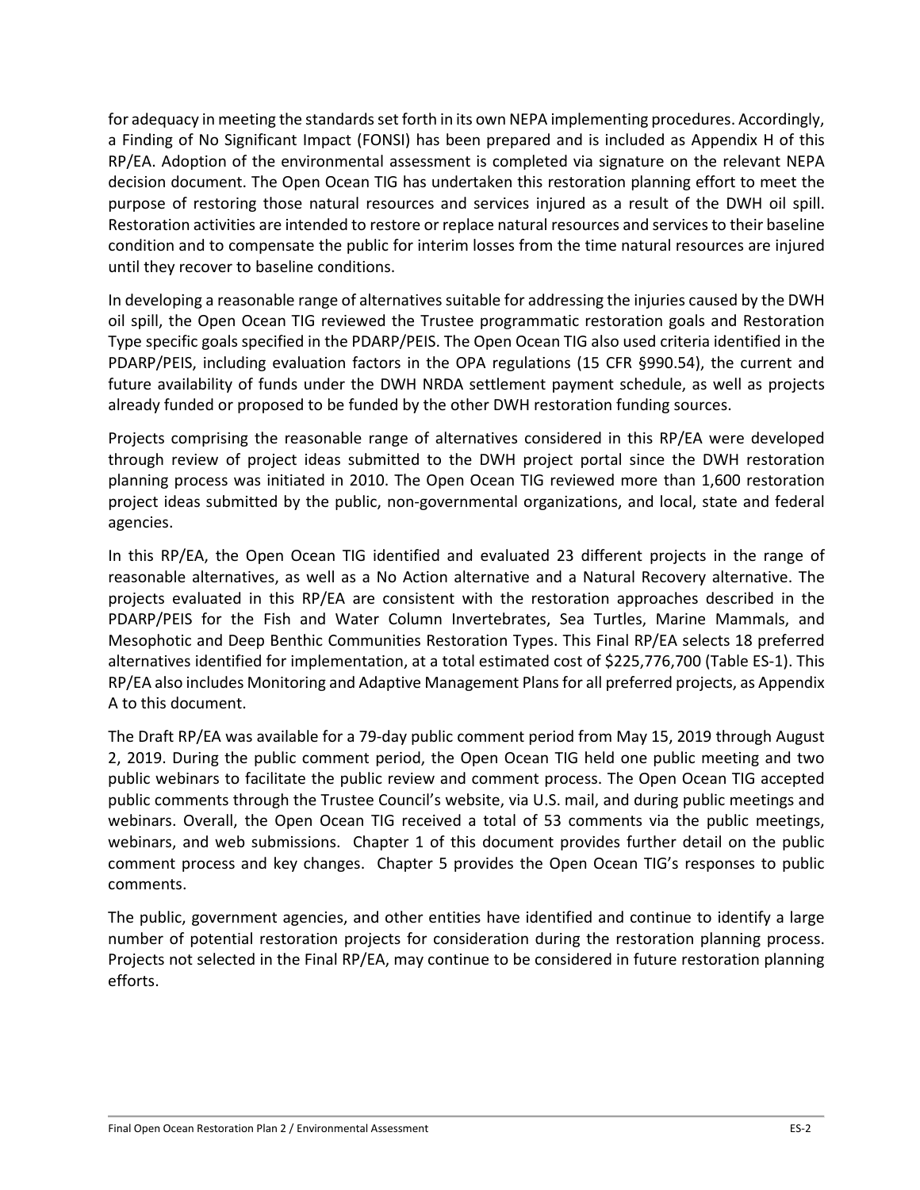for adequacy in meeting the standards set forth in its own NEPA implementing procedures. Accordingly, a Finding of No Significant Impact (FONSI) has been prepared and is included as Appendix H of this RP/EA. Adoption of the environmental assessment is completed via signature on the relevant NEPA decision document. The Open Ocean TIG has undertaken this restoration planning effort to meet the purpose of restoring those natural resources and services injured as a result of the DWH oil spill. Restoration activities are intended to restore or replace natural resources and services to their baseline condition and to compensate the public for interim losses from the time natural resources are injured until they recover to baseline conditions.

In developing a reasonable range of alternatives suitable for addressing the injuries caused by the DWH oil spill, the Open Ocean TIG reviewed the Trustee programmatic restoration goals and Restoration Type specific goals specified in the PDARP/PEIS. The Open Ocean TIG also used criteria identified in the PDARP/PEIS, including evaluation factors in the OPA regulations (15 CFR §990.54), the current and future availability of funds under the DWH NRDA settlement payment schedule, as well as projects already funded or proposed to be funded by the other DWH restoration funding sources.

Projects comprising the reasonable range of alternatives considered in this RP/EA were developed through review of project ideas submitted to the DWH project portal since the DWH restoration planning process was initiated in 2010. The Open Ocean TIG reviewed more than 1,600 restoration project ideas submitted by the public, non-governmental organizations, and local, state and federal agencies.

In this RP/EA, the Open Ocean TIG identified and evaluated 23 different projects in the range of reasonable alternatives, as well as a No Action alternative and a Natural Recovery alternative. The projects evaluated in this RP/EA are consistent with the restoration approaches described in the PDARP/PEIS for the Fish and Water Column Invertebrates, Sea Turtles, Marine Mammals, and Mesophotic and Deep Benthic Communities Restoration Types. This Final RP/EA selects 18 preferred alternatives identified for implementation, at a total estimated cost of $225,776,700 (Table ES-1). This RP/EA also includes Monitoring and Adaptive Management Plans for all preferred projects, as Appendix A to this document.

The Draft RP/EA was available for a 79-day public comment period from May 15, 2019 through August 2, 2019. During the public comment period, the Open Ocean TIG held one public meeting and two public webinars to facilitate the public review and comment process. The Open Ocean TIG accepted public comments through the Trustee Council's website, via U.S. mail, and during public meetings and webinars. Overall, the Open Ocean TIG received a total of 53 comments via the public meetings, webinars, and web submissions. Chapter 1 of this document provides further detail on the public comment process and key changes. Chapter 5 provides the Open Ocean TIG's responses to public comments.

The public, government agencies, and other entities have identified and continue to identify a large number of potential restoration projects for consideration during the restoration planning process. Projects not selected in the Final RP/EA, may continue to be considered in future restoration planning efforts.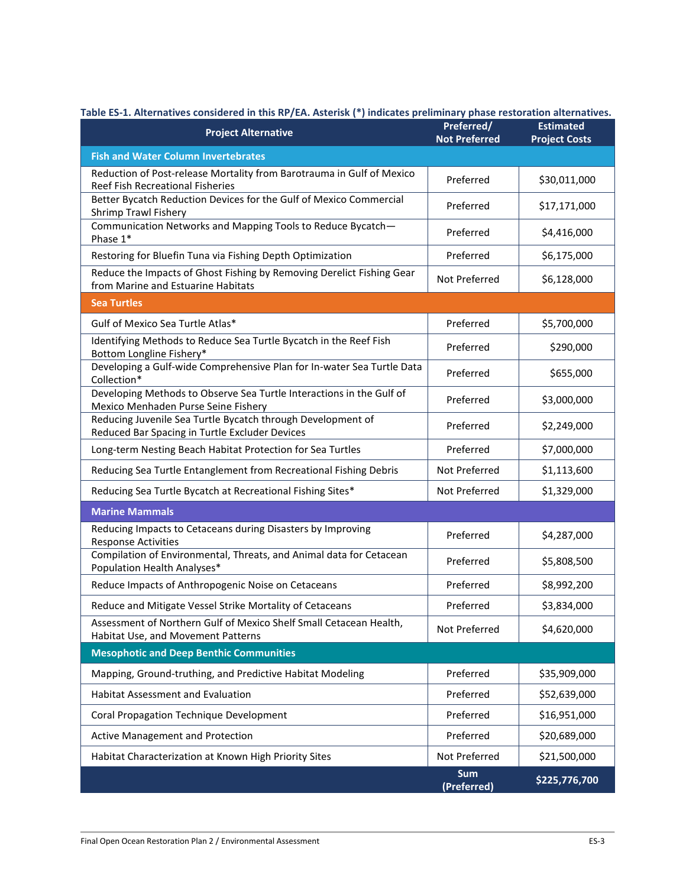**Table ES-1. Alternatives considered in this RP/EA. Asterisk (*) indicates preliminary phase restoration alternatives.**

| Project Alternative | Preferred/ Not Preferred | Estimated Project Costs |
|---|---|---|
| **Fish and Water Column Invertebrates** | | |
| Reduction of Post-release Mortality from Barotrauma in Gulf of Mexico Reef Fish Recreational Fisheries | Preferred | $30,011,000 |
| Better Bycatch Reduction Devices for the Gulf of Mexico Commercial Shrimp Trawl Fishery | Preferred | $17,171,000 |
| Communication Networks and Mapping Tools to Reduce Bycatch—Phase 1* | Preferred | $4,416,000 |
| Restoring for Bluefin Tuna via Fishing Depth Optimization | Preferred | $6,175,000 |
| Reduce the Impacts of Ghost Fishing by Removing Derelict Fishing Gear from Marine and Estuarine Habitats | Not Preferred | $6,128,000 |
| **Sea Turtles** | | |
| Gulf of Mexico Sea Turtle Atlas* | Preferred | $5,700,000 |
| Identifying Methods to Reduce Sea Turtle Bycatch in the Reef Fish Bottom Longline Fishery* | Preferred | $290,000 |
| Developing a Gulf-wide Comprehensive Plan for In-water Sea Turtle Data Collection* | Preferred | $655,000 |
| Developing Methods to Observe Sea Turtle Interactions in the Gulf of Mexico Menhaden Purse Seine Fishery | Preferred | $3,000,000 |
| Reducing Juvenile Sea Turtle Bycatch through Development of Reduced Bar Spacing in Turtle Excluder Devices | Preferred | $2,249,000 |
| Long-term Nesting Beach Habitat Protection for Sea Turtles | Preferred | $7,000,000 |
| Reducing Sea Turtle Entanglement from Recreational Fishing Debris | Not Preferred | $1,113,600 |
| Reducing Sea Turtle Bycatch at Recreational Fishing Sites* | Not Preferred | $1,329,000 |
| **Marine Mammals** | | |
| Reducing Impacts to Cetaceans during Disasters by Improving Response Activities | Preferred | $4,287,000 |
| Compilation of Environmental, Threats, and Animal data for Cetacean Population Health Analyses* | Preferred | $5,808,500 |
| Reduce Impacts of Anthropogenic Noise on Cetaceans | Preferred | $8,992,200 |
| Reduce and Mitigate Vessel Strike Mortality of Cetaceans | Preferred | $3,834,000 |
| Assessment of Northern Gulf of Mexico Shelf Small Cetacean Health, Habitat Use, and Movement Patterns | Not Preferred | $4,620,000 |
| **Mesophotic and Deep Benthic Communities** | | |
| Mapping, Ground-truthing, and Predictive Habitat Modeling | Preferred | $35,909,000 |
| Habitat Assessment and Evaluation | Preferred | $52,639,000 |
| Coral Propagation Technique Development | Preferred | $16,951,000 |
| Active Management and Protection | Preferred | $20,689,000 |
| Habitat Characterization at Known High Priority Sites | Not Preferred | $21,500,000 |
| | **Sum (Preferred)** | **$225,776,700** |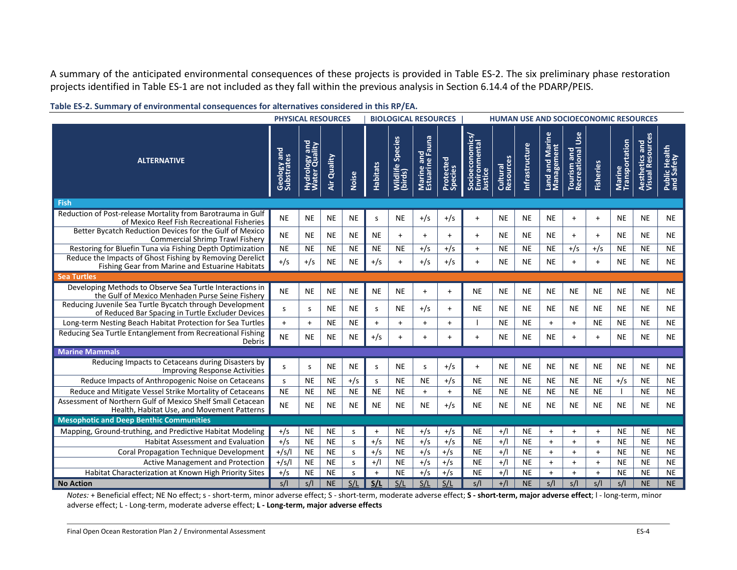A summary of the anticipated environmental consequences of these projects is provided in Table ES-2. The six preliminary phase restoration projects identified in Table ES-1 are not included as they fall within the previous analysis in Section 6.14.4 of the PDARP/PEIS.

**Table ES-2. Summary of environmental consequences for alternatives considered in this RP/EA.**

| | PHYSICAL RESOURCES | | | | BIOLOGICAL RESOURCES | | | | HUMAN USE AND SOCIOECONOMIC RESOURCES | | | | | | | | |
|---|---|---|---|---|---|---|---|---|---|---|---|---|---|---|---|---|---|
| ALTERNATIVE | Geology and Substrates | Hydrology and Water Quality | Air Quality | Noise | Habitats | Wildlife Species (birds) | Marine and Estuarine Fauna | Protected Species | Socioeconomics/ Environmental Justice | Cultural Resources | Infrastructure | Land and Marine Management | Tourism and Recreational Use | Fisheries | Marine Transportation | Aesthetics and Visual Resources | Public Health and Safety |
| **Fish** | | | | | | | | | | | | | | | | | |
| Reduction of Post-release Mortality from Barotrauma in Gulf of Mexico Reef Fish Recreational Fisheries | NE | NE | NE | NE | s | NE | +/s | +/s | + | NE | NE | NE | + | + | NE | NE | NE |
| Better Bycatch Reduction Devices for the Gulf of Mexico Commercial Shrimp Trawl Fishery | NE | NE | NE | NE | NE | + | + | + | + | NE | NE | NE | + | + | NE | NE | NE |
| Restoring for Bluefin Tuna via Fishing Depth Optimization | NE | NE | NE | NE | NE | NE | +/s | +/s | + | NE | NE | NE | +/s | +/s | NE | NE | NE |
| Reduce the Impacts of Ghost Fishing by Removing Derelict Fishing Gear from Marine and Estuarine Habitats | +/s | +/s | NE | NE | +/s | + | +/s | +/s | + | NE | NE | NE | + | + | NE | NE | NE |
| **Sea Turtles** | | | | | | | | | | | | | | | | | |
| Developing Methods to Observe Sea Turtle Interactions in the Gulf of Mexico Menhaden Purse Seine Fishery | NE | NE | NE | NE | NE | NE | + | + | NE | NE | NE | NE | NE | NE | NE | NE | NE |
| Reducing Juvenile Sea Turtle Bycatch through Development of Reduced Bar Spacing in Turtle Excluder Devices | s | s | NE | NE | s | NE | +/s | + | NE | NE | NE | NE | NE | NE | NE | NE | NE |
| Long-term Nesting Beach Habitat Protection for Sea Turtles | + | + | NE | NE | + | + | + | + | l | NE | NE | + | + | NE | NE | NE | NE |
| Reducing Sea Turtle Entanglement from Recreational Fishing Debris | NE | NE | NE | NE | +/s | + | + | + | + | NE | NE | NE | + | + | NE | NE | NE |
| **Marine Mammals** | | | | | | | | | | | | | | | | | |
| Reducing Impacts to Cetaceans during Disasters by Improving Response Activities | s | s | NE | NE | s | NE | s | +/s | + | NE | NE | NE | NE | NE | NE | NE | NE |
| Reduce Impacts of Anthropogenic Noise on Cetaceans | s | NE | NE | +/s | s | NE | NE | +/s | NE | NE | NE | NE | NE | NE | +/s | NE | NE |
| Reduce and Mitigate Vessel Strike Mortality of Cetaceans | NE | NE | NE | NE | NE | NE | + | + | NE | NE | NE | NE | NE | NE | l | NE | NE |
| Assessment of Northern Gulf of Mexico Shelf Small Cetacean Health, Habitat Use, and Movement Patterns | NE | NE | NE | NE | NE | NE | NE | +/s | NE | NE | NE | NE | NE | NE | NE | NE | NE |
| **Mesophotic and Deep Benthic Communities** | | | | | | | | | | | | | | | | | |
| Mapping, Ground-truthing, and Predictive Habitat Modeling | +/s | NE | NE | s | + | NE | +/s | +/s | NE | +/l | NE | + | + | + | NE | NE | NE |
| Habitat Assessment and Evaluation | +/s | NE | NE | s | +/s | NE | +/s | +/s | NE | +/l | NE | + | + | + | NE | NE | NE |
| Coral Propagation Technique Development | +/s/l | NE | NE | s | +/s | NE | +/s | +/s | NE | +/l | NE | + | + | + | NE | NE | NE |
| Active Management and Protection | +/s/l | NE | NE | s | +/l | NE | +/s | +/s | NE | +/l | NE | + | + | + | NE | NE | NE |
| Habitat Characterization at Known High Priority Sites | +/s | NE | NE | s | + | NE | +/s | +/s | NE | +/l | NE | + | + | + | NE | NE | NE |
| **No Action** | s/l | s/l | NE | S/L | **S/L** | S/L | S/L | S/L | s/l | +/l | NE | s/l | s/l | s/l | s/l | NE | NE |

*Notes:* + Beneficial effect; NE No effect; s - short-term, minor adverse effect; S - short-term, moderate adverse effect; **S - short-term, major adverse effect**; l - long-term, minor adverse effect; L - Long-term, moderate adverse effect; **L - Long-term, major adverse effects**